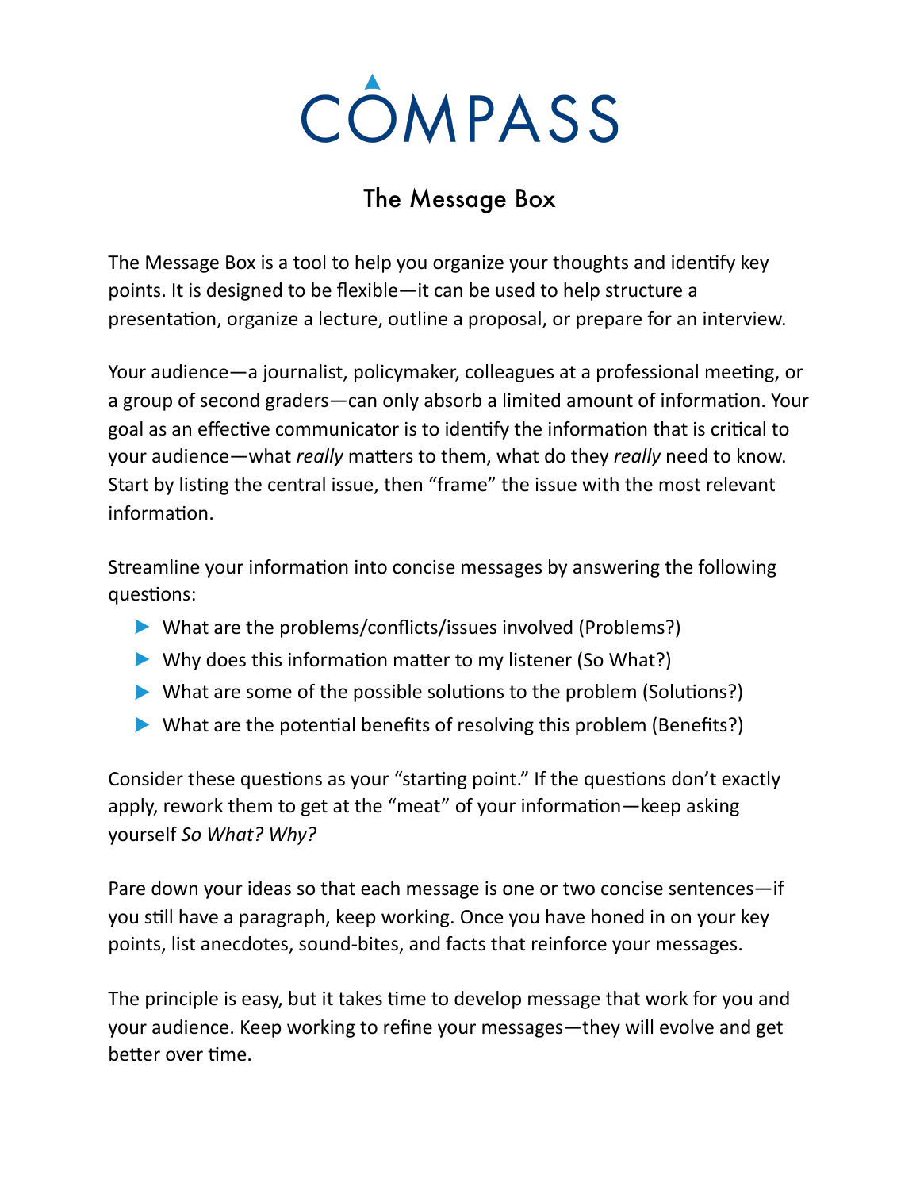# COMPASS

## The Message Box

The Message Box is a tool to help you organize your thoughts and identify key points. It is designed to be flexible—it can be used to help structure a presentation, organize a lecture, outline a proposal, or prepare for an interview.

Your audience—a journalist, policymaker, colleagues at a professional meeting, or a group of second graders—can only absorb a limited amount of information. Your goal as an effective communicator is to identify the information that is critical to your audience—what *really* matters to them, what do they *really* need to know. Start by listing the central issue, then "frame" the issue with the most relevant information.

Streamline your information into concise messages by answering the following questions:

- What are the problems/conflicts/issues involved (Problems?)
- Why does this information matter to my listener (So What?)
- What are some of the possible solutions to the problem (Solutions?)
- What are the potential benefits of resolving this problem (Benefits?)

Consider these questions as your "starting point." If the questions don't exactly apply, rework them to get at the "meat" of your information—keep asking yourself *So What? Why?*

Pare down your ideas so that each message is one or two concise sentences—if you still have a paragraph, keep working. Once you have honed in on your key points, list anecdotes, sound-bites, and facts that reinforce your messages.

The principle is easy, but it takes time to develop message that work for you and your audience. Keep working to refine your messages—they will evolve and get better over time.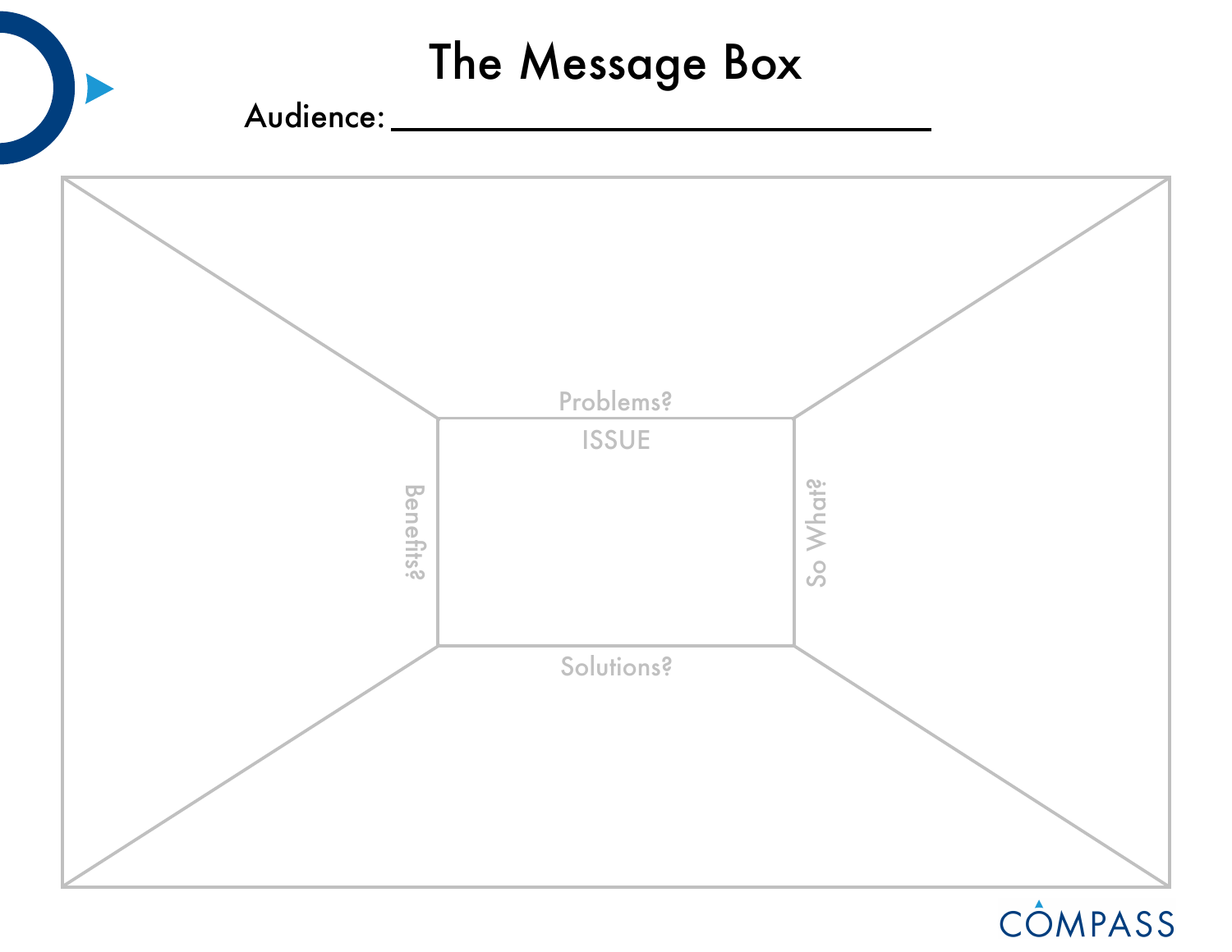# The Message Box

Audience: ______________________________

Problems?

ISSUE

Benefits?

So What?

Solutions?